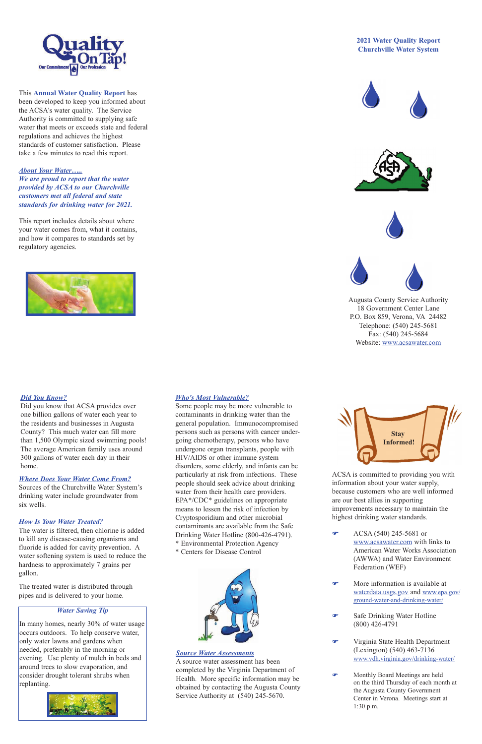# 2021 Water Quality Report
## Churchville Water System

This **Annual Water Quality Report** has been developed to keep you informed about the ACSA's water quality. The Service Authority is committed to supplying safe water that meets or exceeds state and federal regulations and achieves the highest standards of customer satisfaction. Please take a few minutes to read this report.

### *About Your Water…..*

***We are proud to report that the water provided by ACSA to our Churchville customers met all federal and state standards for drinking water for 2021.***

This report includes details about where your water comes from, what it contains, and how it compares to standards set by regulatory agencies.

Augusta County Service Authority
18 Government Center Lane
P.O. Box 859, Verona, VA 24482
Telephone: (540) 245-5681
Fax: (540) 245-5684
Website: www.acsawater.com

### *Did You Know?*

Did you know that ACSA provides over one billion gallons of water each year to the residents and businesses in Augusta County? This much water can fill more than 1,500 Olympic sized swimming pools! The average American family uses around 300 gallons of water each day in their home.

### *Where Does Your Water Come From?*

Sources of the Churchville Water System's drinking water include groundwater from six wells.

### *How Is Your Water Treated?*

The water is filtered, then chlorine is added to kill any disease-causing organisms and fluoride is added for cavity prevention. A water softening system is used to reduce the hardness to approximately 7 grains per gallon.

The treated water is distributed through pipes and is delivered to your home.

### *Water Saving Tip*

In many homes, nearly 30% of water usage occurs outdoors. To help conserve water, only water lawns and gardens when needed, preferably in the morning or evening. Use plenty of mulch in beds and around trees to slow evaporation, and consider drought tolerant shrubs when replanting.

### *Who's Most Vulnerable?*

Some people may be more vulnerable to contaminants in drinking water than the general population. Immunocompromised persons such as persons with cancer undergoing chemotherapy, persons who have undergone organ transplants, people with HIV/AIDS or other immune system disorders, some elderly, and infants can be particularly at risk from infections. These people should seek advice about drinking water from their health care providers. EPA*/CDC* guidelines on appropriate means to lessen the risk of infection by Cryptosporidium and other microbial contaminants are available from the Safe Drinking Water Hotline (800-426-4791).

\* Environmental Protection Agency
\* Centers for Disease Control

### *Source Water Assessments*

A source water assessment has been completed by the Virginia Department of Health. More specific information may be obtained by contacting the Augusta County Service Authority at (540) 245-5670.

### Stay Informed!

ACSA is committed to providing you with information about your water supply, because customers who are well informed are our best allies in supporting improvements necessary to maintain the highest drinking water standards.

- ACSA (540) 245-5681 or www.acsawater.com with links to American Water Works Association (AWWA) and Water Environment Federation (WEF)
- More information is available at waterdata.usgs.gov and www.epa.gov/ground-water-and-drinking-water/
- Safe Drinking Water Hotline (800) 426-4791
- Virginia State Health Department (Lexington) (540) 463-7136 www.vdh.virginia.gov/drinking-water/
- Monthly Board Meetings are held on the third Thursday of each month at the Augusta County Government Center in Verona. Meetings start at 1:30 p.m.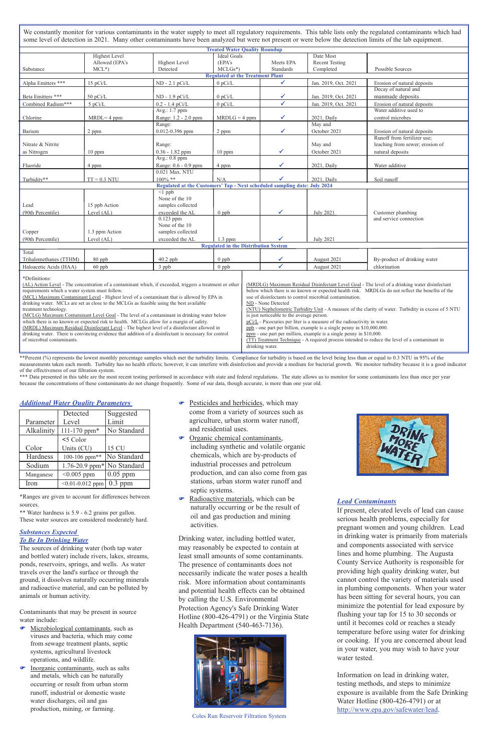We constantly monitor for various contaminants in the water supply to meet all regulatory requirements. This table lists only the regulated contaminants which had some level of detection in 2021. Many other contaminants have been analyzed but were not present or were below the detection limits of the lab equipment.

**Treated Water Quality Roundup**

| Substance | Highest Level Allowed (EPA's MCL*) | Highest Level Detected | Ideal Goals (EPA's MCLGs*) | Meets EPA Standards | Date Most Recent Testing Completed | Possible Sources |
|---|---|---|---|---|---|---|
| **Regulated at the Treatment Plant** | | | | | | |
| Alpha Emitters *** | 15 pCi/L | ND - 2.1 pCi/L | 0 pCi/L | ✓ | Jan. 2019, Oct. 2021 | Erosion of natural deposits |
| Beta Emitters *** | 50 pCi/L | ND - 1.9 pCi/L | 0 pCi/L | ✓ | Jan. 2019, Oct. 2021 | Decay of natural and manmade deposits |
| Combined Radium*** | 5 pCi/L | 0.2 - 1.4 pCi/L | 0 pCi/L | ✓ | Jan. 2019, Oct. 2021 | Erosion of natural deposits |
| Chlorine | MRDL= 4 ppm | Avg.: 1.7 ppm Range: 1.2 - 2.0 ppm | MRDLG = 4 ppm | ✓ | 2021, Daily | Water additive used to control microbes |
| Barium | 2 ppm | Range: 0.012-0.396 ppm | 2 ppm | ✓ | May and October 2021 | Erosion of natural deposits |
| Nitrate & Nitrite as Nitrogen | 10 ppm | Range: 0.36 - 1.82 ppm | 10 ppm | ✓ | May and October 2021 | Runoff from fertilizer use; leaching from sewer; erosion of natural deposits |
| Fluoride | 4 ppm | Avg.: 0.8 ppm Range: 0.6 - 0.9 ppm | 4 ppm | ✓ | 2021, Daily | Water additive |
| Turbidity** | TT = 0.3 NTU | 0.021 Max. NTU 100% ** | N/A | ✓ | 2021, Daily | Soil runoff |
| **Regulated at the Customers' Tap - Next scheduled sampling date: July 2024** | | | | | | |
| Lead (90th Percentile) | 15 ppb Action Level (AL) | <1 ppb None of the 10 samples collected exceeded the AL | 0 ppb | ✓ | July 2021 | Customer plumbing and service connection |
| Copper (90th Percentile) | 1.3 ppm Action Level (AL) | 0.123 ppm None of the 10 samples collected exceeded the AL | 1.3 ppm | ✓ | July 2021 | Customer plumbing and service connection |
| **Regulated in the Distribution System** | | | | | | |
| Total Trihalomethanes (TTHM) | 80 ppb | 40.2 ppb | 0 ppb | ✓ | August 2021 | By-product of drinking water chlorination |
| Haloacetic Acids (HAA) | 60 ppb | 3 ppb | 0 ppb | ✓ | August 2021 | By-product of drinking water chlorination |

*Definitions:

(AL) Action Level - The concentration of a contaminant which, if exceeded, triggers a treatment or other requirements which a water system must follow.

(MCL) Maximum Contaminant Level - Highest level of a contaminant that is allowed by EPA in drinking water. MCLs are set as close to the MCLGs as feasible using the best available treatment technology.

(MCLG) Maximum Contaminant Level Goal - The level of a contaminant in drinking water below which there is no known or expected risk to health. MCLGs allow for a margin of safety.

(MRDL) Maximum Residual Disinfectant Level - The highest level of a disinfectant allowed in drinking water. There is convincing evidence that addition of a disinfectant is necessary for control of microbial contaminants.

(MRDLG) Maximum Residual Disinfectant Level Goal - The level of a drinking water disinfectant below which there is no known or expected health risk. MRDLGs do not reflect the benefits of the use of disinfectants to control microbial contamination.

ND - None Detected

(NTU) Nephelometric Turbidity Unit - A measure of the clarity of water. Turbidity in excess of 5 NTU is just noticeable to the average person.

pCi/L - Picocuries per liter is a measure of the radioactivity in water.

ppb - one part per billion, example is a single penny in $10,000,000.

ppm - one part per million, example is a single penny in $10,000.

(TT) Treatment Technique - A required process intended to reduce the level of a contaminant in drinking water.

**Percent (%) represents the lowest monthly percentage samples which met the turbidity limits. Compliance for turbidity is based on the level being less than or equal to 0.3 NTU in 95% of the measurements taken each month. Turbidity has no health effects; however, it can interfere with disinfection and provide a medium for bacterial growth. We monitor turbidity because it is a good indicator of the effectiveness of our filtration system.

*** Data presented in this table are the most recent testing performed in accordance with state and federal regulations. The state allows us to monitor for some contaminants less than once per year because the concentrations of these contaminants do not change frequently. Some of our data, though accurate, is more than one year old.

## *Additional Water Quality Parameters*

| Parameter | Detected Level | Suggested Limit |
|---|---|---|
| Alkalinity | 111-170 ppm* | No Standard |
| Color | <5 Color Units (CU) | 15 CU |
| Hardness | 100-106 ppm** | No Standard |
| Sodium | 1.76-20.9 ppm* | No Standard |
| Manganese | <0.005 ppm | 0.05 ppm |
| Iron | <0.01-0.012 ppm | 0.3 ppm |

*Ranges are given to account for differences between sources.

** Water hardness is 5.9 - 6.2 grains per gallon. These water sources are considered moderately hard.

## *Substances Expected To Be In Drinking Water*

The sources of drinking water (both tap water and bottled water) include rivers, lakes, streams, ponds, reservoirs, springs, and wells. As water travels over the land's surface or through the ground, it dissolves naturally occurring minerals and radioactive material, and can be polluted by animals or human activity.

Contaminants that may be present in source water include:

- Microbiological contaminants, such as viruses and bacteria, which may come from sewage treatment plants, septic systems, agricultural livestock operations, and wildlife.
- Inorganic contaminants, such as salts and metals, which can be naturally occurring or result from urban storm runoff, industrial or domestic waste water discharges, oil and gas production, mining, or farming.
- Pesticides and herbicides, which may come from a variety of sources such as agriculture, urban storm water runoff, and residential uses.
- Organic chemical contaminants, including synthetic and volatile organic chemicals, which are by-products of industrial processes and petroleum production, and can also come from gas stations, urban storm water runoff and septic systems.
- Radioactive materials, which can be naturally occurring or be the result of oil and gas production and mining activities.

Drinking water, including bottled water, may reasonably be expected to contain at least small amounts of some contaminants. The presence of contaminants does not necessarily indicate the water poses a health risk. More information about contaminants and potential health effects can be obtained by calling the U.S. Environmental Protection Agency's Safe Drinking Water Hotline (800-426-4791) or the Virginia State Health Department (540-463-7136).

Coles Run Reservoir Filtration System

## *Lead Contaminants*

If present, elevated levels of lead can cause serious health problems, especially for pregnant women and young children. Lead in drinking water is primarily from materials and components associated with service lines and home plumbing. The Augusta County Service Authority is responsible for providing high quality drinking water, but cannot control the variety of materials used in plumbing components. When your water has been sitting for several hours, you can minimize the potential for lead exposure by flushing your tap for 15 to 30 seconds or until it becomes cold or reaches a steady temperature before using water for drinking or cooking. If you are concerned about lead in your water, you may wish to have your water tested.

Information on lead in drinking water, testing methods, and steps to minimize exposure is available from the Safe Drinking Water Hotline (800-426-4791) or at http://www.epa.gov/safewater/lead.